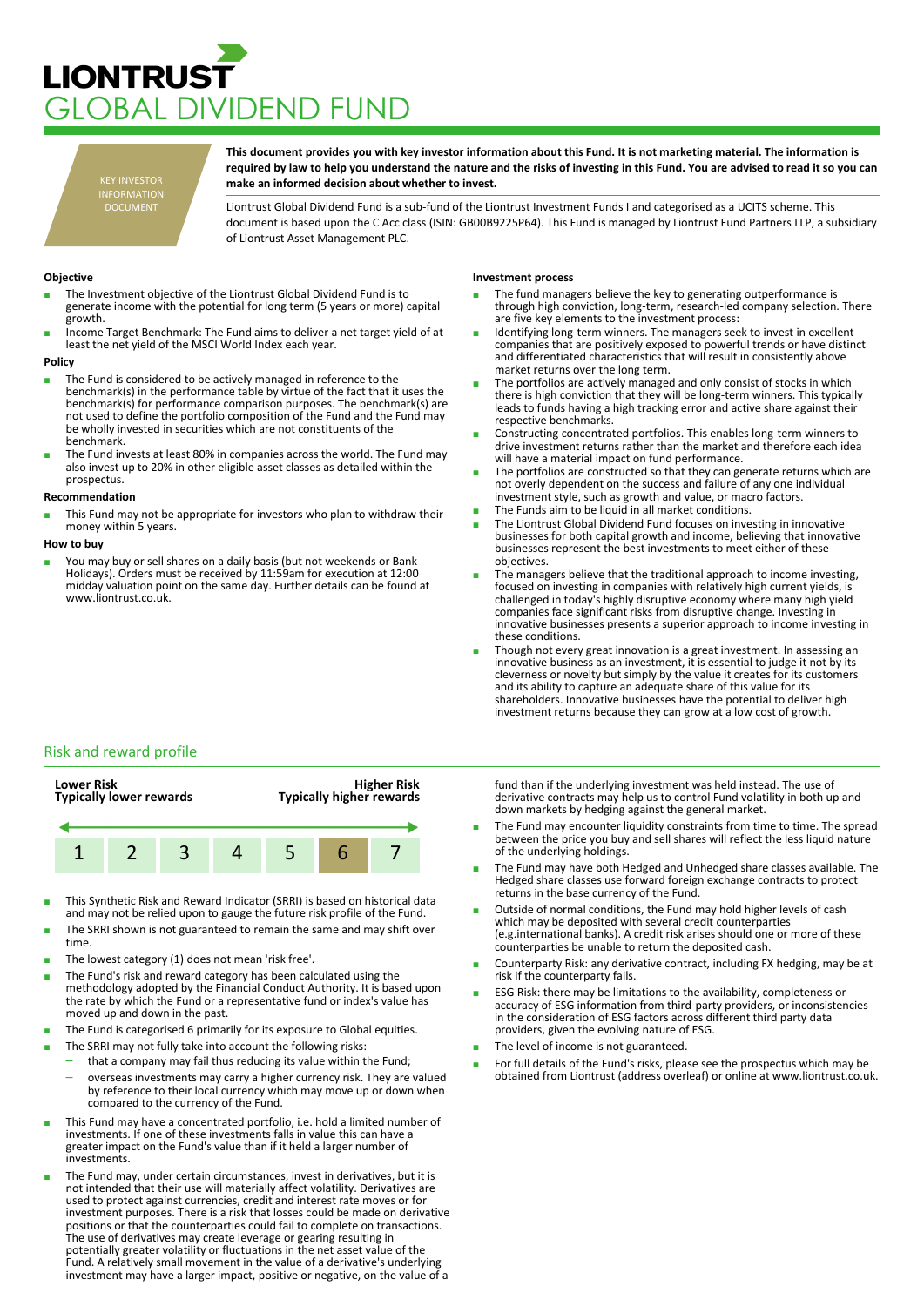# LIONTRUST
# GLOBAL DIVIDEND FUND

KEY INVESTOR INFORMATION DOCUMENT

**This document provides you with key investor information about this Fund. It is not marketing material. The information is required by law to help you understand the nature and the risks of investing in this Fund. You are advised to read it so you can make an informed decision about whether to invest.**

Liontrust Global Dividend Fund is a sub-fund of the Liontrust Investment Funds I and categorised as a UCITS scheme. This document is based upon the C Acc class (ISIN: GB00B9225P64). This Fund is managed by Liontrust Fund Partners LLP, a subsidiary of Liontrust Asset Management PLC.

### Objective

- The Investment objective of the Liontrust Global Dividend Fund is to generate income with the potential for long term (5 years or more) capital growth.
- Income Target Benchmark: The Fund aims to deliver a net target yield of at least the net yield of the MSCI World Index each year.

### Policy

- The Fund is considered to be actively managed in reference to the benchmark(s) in the performance table by virtue of the fact that it uses the benchmark(s) for performance comparison purposes. The benchmark(s) are not used to define the portfolio composition of the Fund and the Fund may be wholly invested in securities which are not constituents of the benchmark.
- The Fund invests at least 80% in companies across the world. The Fund may also invest up to 20% in other eligible asset classes as detailed within the prospectus.

### Recommendation

- This Fund may not be appropriate for investors who plan to withdraw their money within 5 years.

### How to buy

- You may buy or sell shares on a daily basis (but not weekends or Bank Holidays). Orders must be received by 11:59am for execution at 12:00 midday valuation point on the same day. Further details can be found at www.liontrust.co.uk.

### Investment process

- The fund managers believe the key to generating outperformance is through high conviction, long-term, research-led company selection. There are five key elements to the investment process:
- Identifying long-term winners. The managers seek to invest in excellent companies that are positively exposed to powerful trends or have distinct and differentiated characteristics that will result in consistently above market returns over the long term.
- The portfolios are actively managed and only consist of stocks in which there is high conviction that they will be long-term winners. This typically leads to funds having a high tracking error and active share against their respective benchmarks.
- Constructing concentrated portfolios. This enables long-term winners to drive investment returns rather than the market and therefore each idea will have a material impact on fund performance.
- The portfolios are constructed so that they can generate returns which are not overly dependent on the success and failure of any one individual investment style, such as growth and value, or macro factors.
- The Funds aim to be liquid in all market conditions.
- The Liontrust Global Dividend Fund focuses on investing in innovative businesses for both capital growth and income, believing that innovative businesses represent the best investments to meet either of these objectives.
- The managers believe that the traditional approach to income investing, focused on investing in companies with relatively high current yields, is challenged in today's highly disruptive economy where many high yield companies face significant risks from disruptive change. Investing in innovative businesses presents a superior approach to income investing in these conditions.
- Though not every great innovation is a great investment. In assessing an innovative business as an investment, it is essential to judge it not by its cleverness or novelty but simply by the value it creates for its customers and its ability to capture an adequate share of this value for its shareholders. Innovative businesses have the potential to deliver high investment returns because they can grow at a low cost of growth.

## Risk and reward profile

| Lower Risk<br>Typically lower rewards | | | | | | Higher Risk<br>Typically higher rewards |
|---|---|---|---|---|---|---|
| 1 | 2 | 3 | 4 | 5 | **6** | 7 |

- This Synthetic Risk and Reward Indicator (SRRI) is based on historical data and may not be relied upon to gauge the future risk profile of the Fund.
- The SRRI shown is not guaranteed to remain the same and may shift over time.
- The lowest category (1) does not mean 'risk free'.
- The Fund's risk and reward category has been calculated using the methodology adopted by the Financial Conduct Authority. It is based upon the rate by which the Fund or a representative fund or index's value has moved up and down in the past.
- The Fund is categorised 6 primarily for its exposure to Global equities.
- The SRRI may not fully take into account the following risks:
  - that a company may fail thus reducing its value within the Fund;
  - overseas investments may carry a higher currency risk. They are valued by reference to their local currency which may move up or down when compared to the currency of the Fund.
- This Fund may have a concentrated portfolio, i.e. hold a limited number of investments. If one of these investments falls in value this can have a greater impact on the Fund's value than if it held a larger number of investments.
- The Fund may, under certain circumstances, invest in derivatives, but it is not intended that their use will materially affect volatility. Derivatives are used to protect against currencies, credit and interest rate moves or for investment purposes. There is a risk that losses could be made on derivative positions or that the counterparties could fail to complete on transactions. The use of derivatives may create leverage or gearing resulting in potentially greater volatility or fluctuations in the net asset value of the Fund. A relatively small movement in the value of a derivative's underlying investment may have a larger impact, positive or negative, on the value of a fund than if the underlying investment was held instead. The use of derivative contracts may help us to control Fund volatility in both up and down markets by hedging against the general market.
- The Fund may encounter liquidity constraints from time to time. The spread between the price you buy and sell shares will reflect the less liquid nature of the underlying holdings.
- The Fund may have both Hedged and Unhedged share classes available. The Hedged share classes use forward foreign exchange contracts to protect returns in the base currency of the Fund.
- Outside of normal conditions, the Fund may hold higher levels of cash which may be deposited with several credit counterparties (e.g.international banks). A credit risk arises should one or more of these counterparties be unable to return the deposited cash.
- Counterparty Risk: any derivative contract, including FX hedging, may be at risk if the counterparty fails.
- ESG Risk: there may be limitations to the availability, completeness or accuracy of ESG information from third-party providers, or inconsistencies in the consideration of ESG factors across different third party data providers, given the evolving nature of ESG.
- The level of income is not guaranteed.
- For full details of the Fund's risks, please see the prospectus which may be obtained from Liontrust (address overleaf) or online at www.liontrust.co.uk.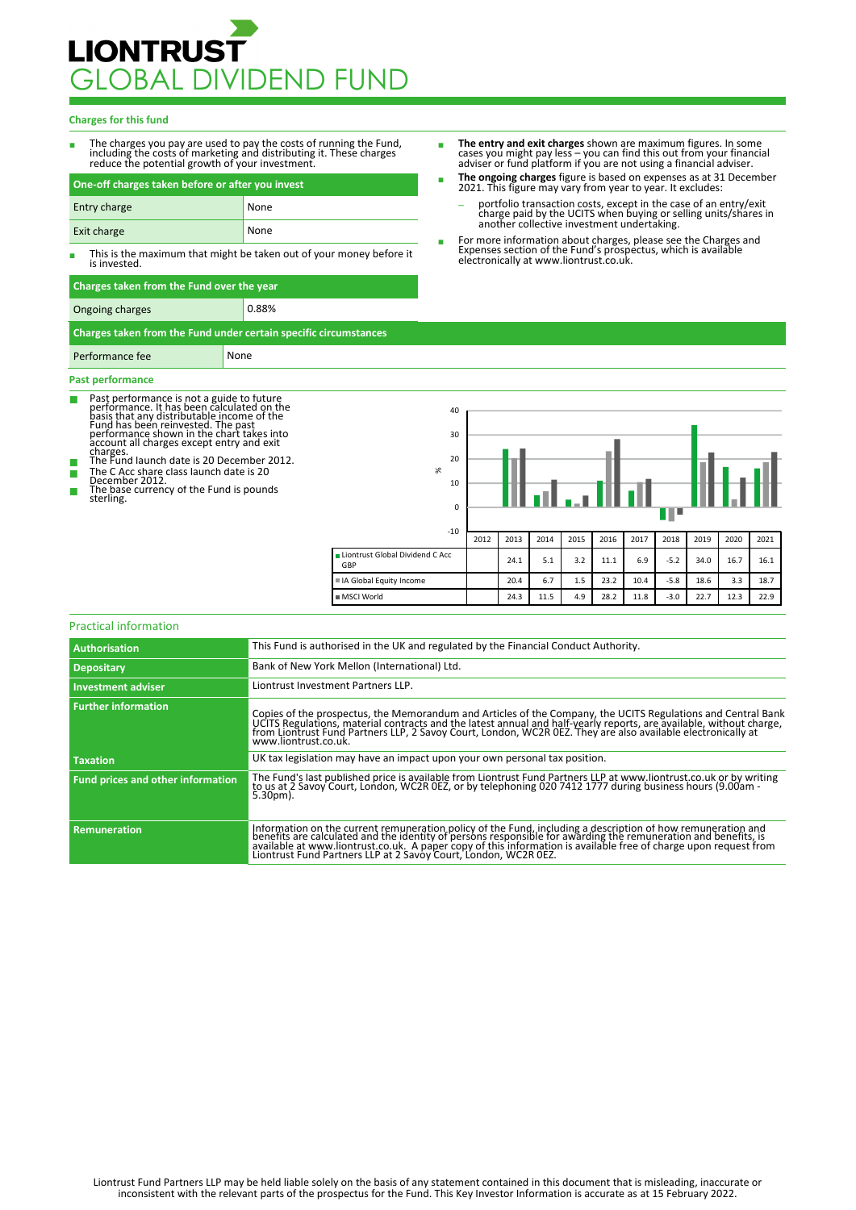# LIONTRUST
## GLOBAL DIVIDEND FUND

### Charges for this fund

- The charges you pay are used to pay the costs of running the Fund, including the costs of marketing and distributing it. These charges reduce the potential growth of your investment.

| One-off charges taken before or after you invest | |
|---|---|
| Entry charge | None |
| Exit charge | None |

- This is the maximum that might be taken out of your money before it is invested.

| Charges taken from the Fund over the year | |
|---|---|
| Ongoing charges | 0.88% |

| Charges taken from the Fund under certain specific circumstances | |
|---|---|
| Performance fee | None |

- **The entry and exit charges** shown are maximum figures. In some cases you might pay less – you can find this out from your financial adviser or fund platform if you are not using a financial adviser.
- **The ongoing charges** figure is based on expenses as at 31 December 2021. This figure may vary from year to year. It excludes:
  - portfolio transaction costs, except in the case of an entry/exit charge paid by the UCITS when buying or selling units/shares in another collective investment undertaking.
- For more information about charges, please see the Charges and Expenses section of the Fund's prospectus, which is available electronically at www.liontrust.co.uk.

### Past performance

- Past performance is not a guide to future performance. It has been calculated on the basis that any distributable income of the Fund has been reinvested. The past performance shown in the chart takes into account all charges except entry and exit charges.
- The Fund launch date is 20 December 2012.
- The C Acc share class launch date is 20 December 2012.
- The base currency of the Fund is pounds sterling.

40
30
20
10
0
-10
%

| | 2012 | 2013 | 2014 | 2015 | 2016 | 2017 | 2018 | 2019 | 2020 | 2021 |
|---|---|---|---|---|---|---|---|---|---|---|
| Liontrust Global Dividend C Acc GBP | | 24.1 | 5.1 | 3.2 | 11.1 | 6.9 | -5.2 | 34.0 | 16.7 | 16.1 |
| IA Global Equity Income | | 20.4 | 6.7 | 1.5 | 23.2 | 10.4 | -5.8 | 18.6 | 3.3 | 18.7 |
| MSCI World | | 24.3 | 11.5 | 4.9 | 28.2 | 11.8 | -3.0 | 22.7 | 12.3 | 22.9 |

### Practical information

| | |
|---|---|
| **Authorisation** | This Fund is authorised in the UK and regulated by the Financial Conduct Authority. |
| **Depositary** | Bank of New York Mellon (International) Ltd. |
| **Investment adviser** | Liontrust Investment Partners LLP. |
| **Further information** | Copies of the prospectus, the Memorandum and Articles of the Company, the UCITS Regulations and Central Bank UCITS Regulations, material contracts and the latest annual and half-yearly reports, are available, without charge, from Liontrust Fund Partners LLP, 2 Savoy Court, London, WC2R 0EZ. They are also available electronically at www.liontrust.co.uk. |
| **Taxation** | UK tax legislation may have an impact upon your own personal tax position. |
| **Fund prices and other information** | The Fund's last published price is available from Liontrust Fund Partners LLP at www.liontrust.co.uk or by writing to us at 2 Savoy Court, London, WC2R 0EZ, or by telephoning 020 7412 1777 during business hours (9.00am - 5.30pm). |
| **Remuneration** | Information on the current remuneration policy of the Fund, including a description of how remuneration and benefits are calculated and the identity of persons responsible for awarding the remuneration and benefits, is available at www.liontrust.co.uk. A paper copy of this information is available free of charge upon request from Liontrust Fund Partners LLP at 2 Savoy Court, London, WC2R 0EZ. |

Liontrust Fund Partners LLP may be held liable solely on the basis of any statement contained in this document that is misleading, inaccurate or inconsistent with the relevant parts of the prospectus for the Fund. This Key Investor Information is accurate as at 15 February 2022.